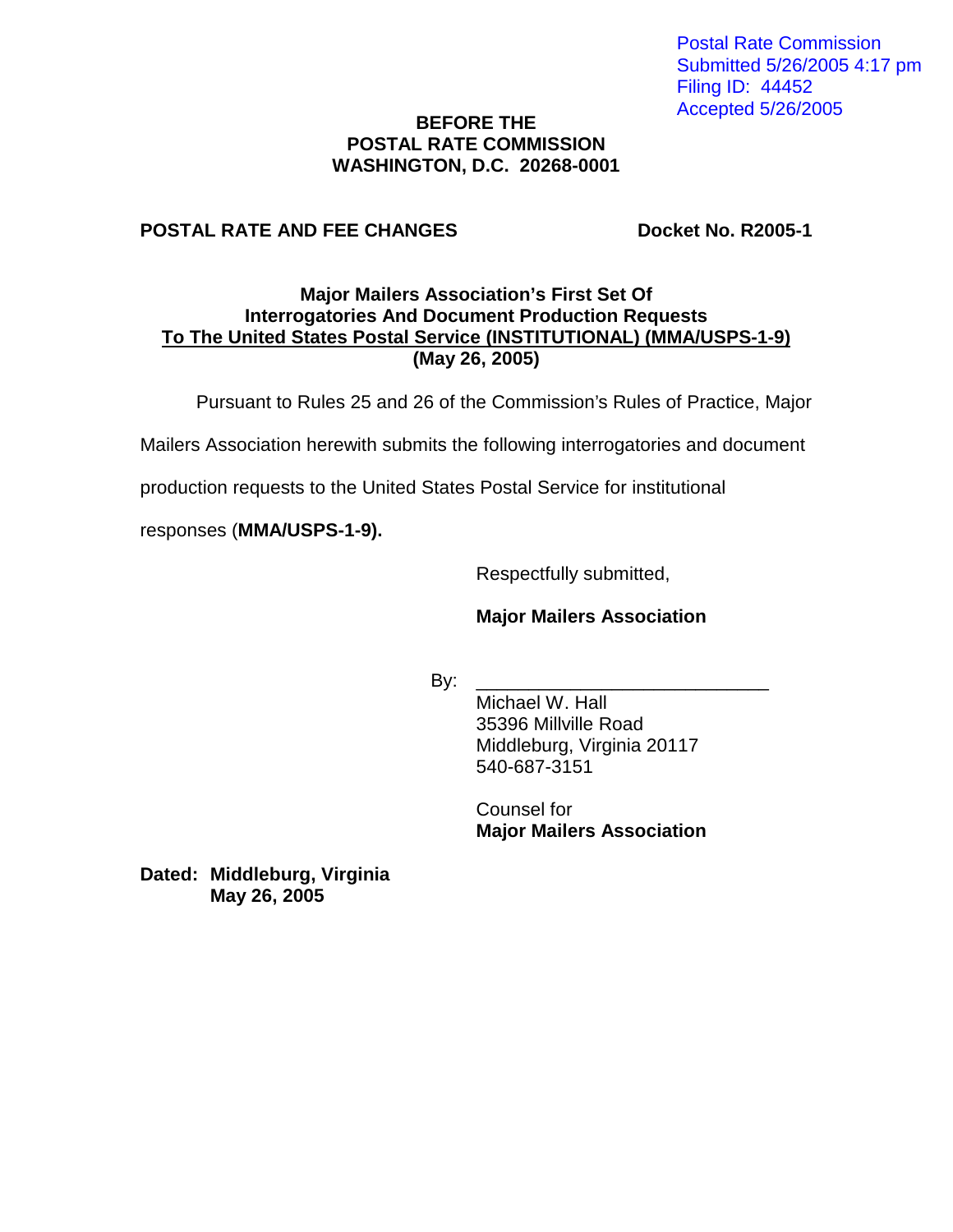Postal Rate Commission
Submitted 5/26/2005 4:17 pm
Filing ID: 44452
Accepted 5/26/2005

**BEFORE THE**
**POSTAL RATE COMMISSION**
**WASHINGTON, D.C. 20268-0001**

**POSTAL RATE AND FEE CHANGES** **Docket No. R2005-1**

**Major Mailers Association's First Set Of**
**Interrogatories And Document Production Requests**
**To The United States Postal Service (INSTITUTIONAL) (MMA/USPS-1-9)**
**(May 26, 2005)**

Pursuant to Rules 25 and 26 of the Commission's Rules of Practice, Major Mailers Association herewith submits the following interrogatories and document production requests to the United States Postal Service for institutional responses (**MMA/USPS-1-9).**

Respectfully submitted,

**Major Mailers Association**

By: ____________________________
Michael W. Hall
35396 Millville Road
Middleburg, Virginia 20117
540-687-3151

Counsel for
**Major Mailers Association**

**Dated: Middleburg, Virginia**
**May 26, 2005**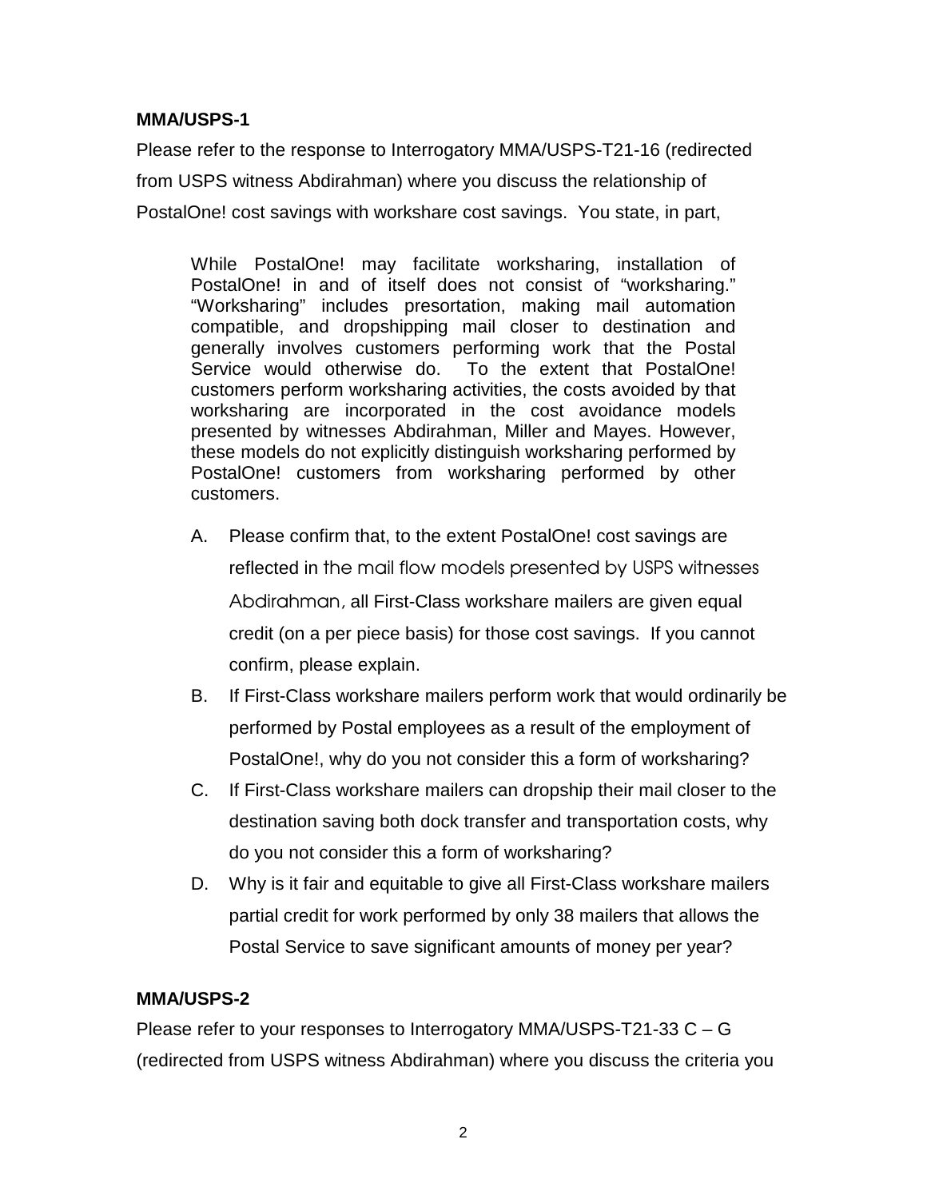**MMA/USPS-1**

Please refer to the response to Interrogatory MMA/USPS-T21-16 (redirected from USPS witness Abdirahman) where you discuss the relationship of PostalOne! cost savings with workshare cost savings. You state, in part,

> While PostalOne! may facilitate worksharing, installation of PostalOne! in and of itself does not consist of "worksharing." "Worksharing" includes presortation, making mail automation compatible, and dropshipping mail closer to destination and generally involves customers performing work that the Postal Service would otherwise do. To the extent that PostalOne! customers perform worksharing activities, the costs avoided by that worksharing are incorporated in the cost avoidance models presented by witnesses Abdirahman, Miller and Mayes. However, these models do not explicitly distinguish worksharing performed by PostalOne! customers from worksharing performed by other customers.

A. Please confirm that, to the extent PostalOne! cost savings are reflected in the mail flow models presented by USPS witnesses Abdirahman, all First-Class workshare mailers are given equal credit (on a per piece basis) for those cost savings. If you cannot confirm, please explain.

B. If First-Class workshare mailers perform work that would ordinarily be performed by Postal employees as a result of the employment of PostalOne!, why do you not consider this a form of worksharing?

C. If First-Class workshare mailers can dropship their mail closer to the destination saving both dock transfer and transportation costs, why do you not consider this a form of worksharing?

D. Why is it fair and equitable to give all First-Class workshare mailers partial credit for work performed by only 38 mailers that allows the Postal Service to save significant amounts of money per year?

**MMA/USPS-2**

Please refer to your responses to Interrogatory MMA/USPS-T21-33 C – G (redirected from USPS witness Abdirahman) where you discuss the criteria you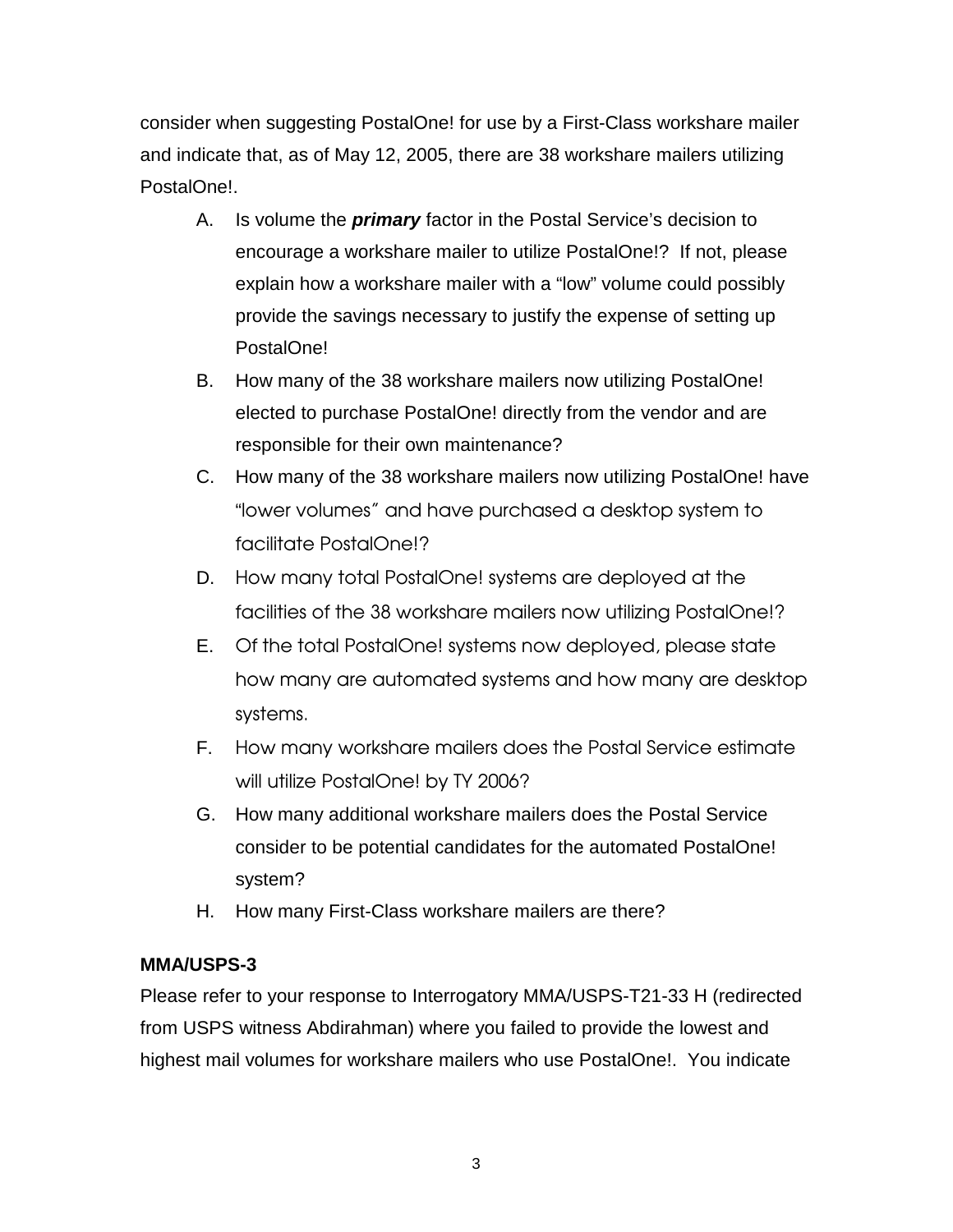consider when suggesting PostalOne! for use by a First-Class workshare mailer and indicate that, as of May 12, 2005, there are 38 workshare mailers utilizing PostalOne!.

A. Is volume the ***primary*** factor in the Postal Service's decision to encourage a workshare mailer to utilize PostalOne!? If not, please explain how a workshare mailer with a "low" volume could possibly provide the savings necessary to justify the expense of setting up PostalOne!

B. How many of the 38 workshare mailers now utilizing PostalOne! elected to purchase PostalOne! directly from the vendor and are responsible for their own maintenance?

C. How many of the 38 workshare mailers now utilizing PostalOne! have "lower volumes" and have purchased a desktop system to facilitate PostalOne!?

D. How many total PostalOne! systems are deployed at the facilities of the 38 workshare mailers now utilizing PostalOne!?

E. Of the total PostalOne! systems now deployed, please state how many are automated systems and how many are desktop systems.

F. How many workshare mailers does the Postal Service estimate will utilize PostalOne! by TY 2006?

G. How many additional workshare mailers does the Postal Service consider to be potential candidates for the automated PostalOne! system?

H. How many First-Class workshare mailers are there?

**MMA/USPS-3**

Please refer to your response to Interrogatory MMA/USPS-T21-33 H (redirected from USPS witness Abdirahman) where you failed to provide the lowest and highest mail volumes for workshare mailers who use PostalOne!. You indicate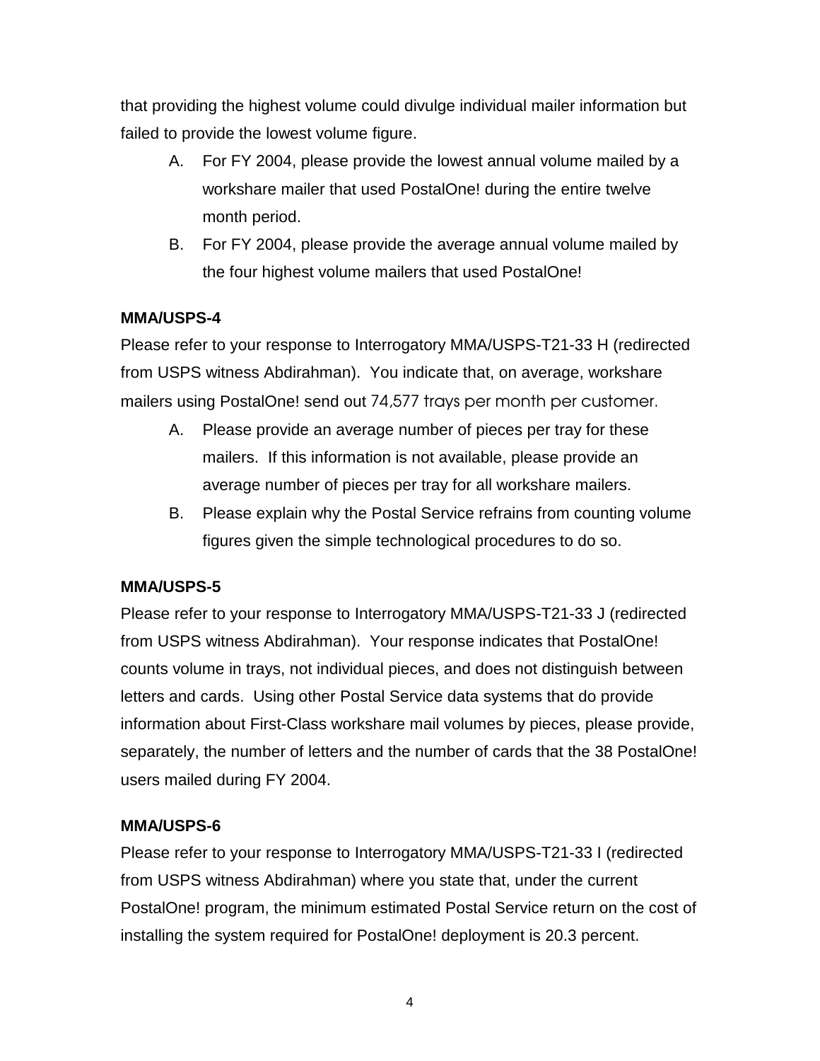that providing the highest volume could divulge individual mailer information but failed to provide the lowest volume figure.

A. For FY 2004, please provide the lowest annual volume mailed by a workshare mailer that used PostalOne! during the entire twelve month period.

B. For FY 2004, please provide the average annual volume mailed by the four highest volume mailers that used PostalOne!

**MMA/USPS-4**

Please refer to your response to Interrogatory MMA/USPS-T21-33 H (redirected from USPS witness Abdirahman). You indicate that, on average, workshare mailers using PostalOne! send out 74,577 trays per month per customer.

A. Please provide an average number of pieces per tray for these mailers. If this information is not available, please provide an average number of pieces per tray for all workshare mailers.

B. Please explain why the Postal Service refrains from counting volume figures given the simple technological procedures to do so.

**MMA/USPS-5**

Please refer to your response to Interrogatory MMA/USPS-T21-33 J (redirected from USPS witness Abdirahman). Your response indicates that PostalOne! counts volume in trays, not individual pieces, and does not distinguish between letters and cards. Using other Postal Service data systems that do provide information about First-Class workshare mail volumes by pieces, please provide, separately, the number of letters and the number of cards that the 38 PostalOne! users mailed during FY 2004.

**MMA/USPS-6**

Please refer to your response to Interrogatory MMA/USPS-T21-33 I (redirected from USPS witness Abdirahman) where you state that, under the current PostalOne! program, the minimum estimated Postal Service return on the cost of installing the system required for PostalOne! deployment is 20.3 percent.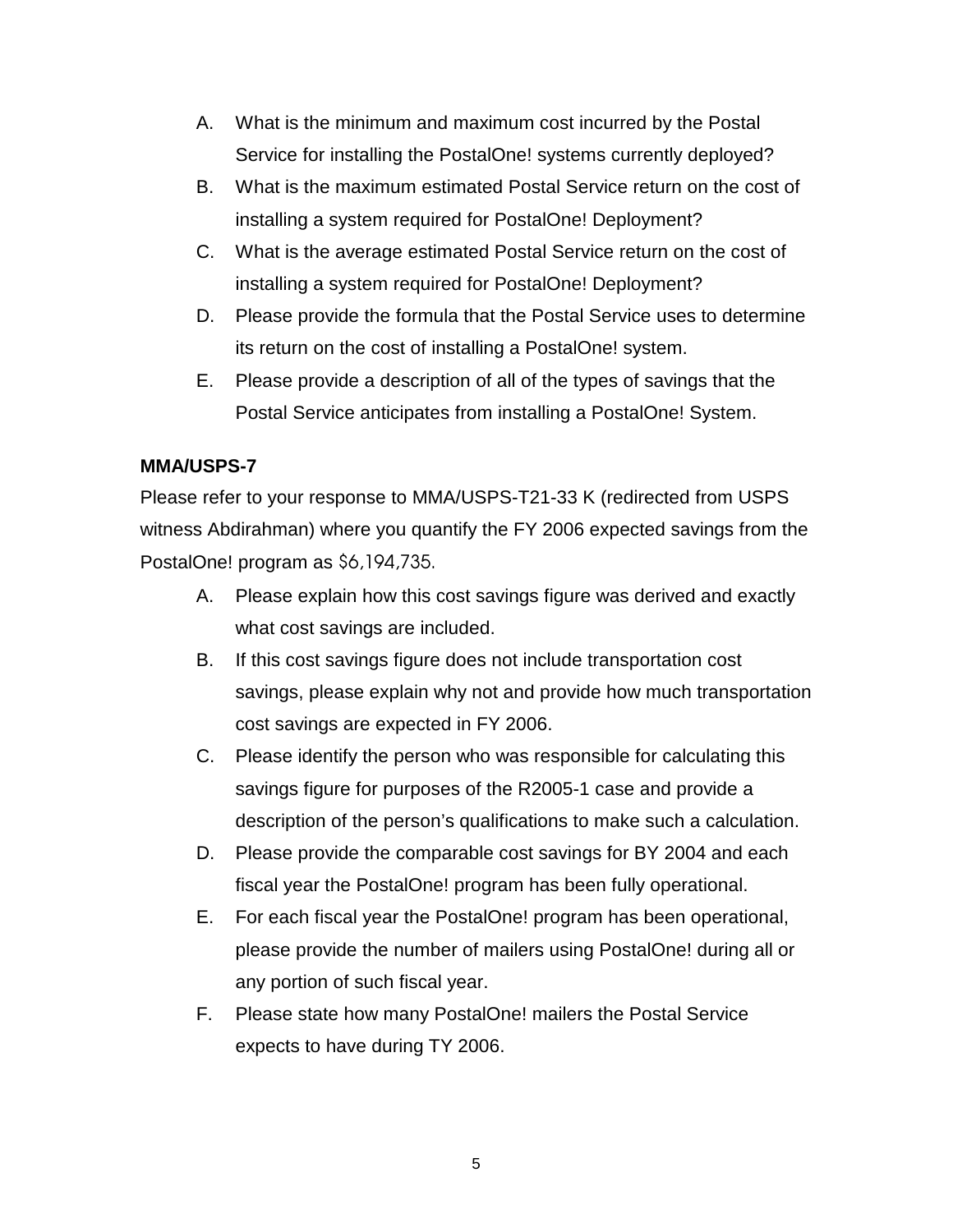A. What is the minimum and maximum cost incurred by the Postal Service for installing the PostalOne! systems currently deployed?

B. What is the maximum estimated Postal Service return on the cost of installing a system required for PostalOne! Deployment?

C. What is the average estimated Postal Service return on the cost of installing a system required for PostalOne! Deployment?

D. Please provide the formula that the Postal Service uses to determine its return on the cost of installing a PostalOne! system.

E. Please provide a description of all of the types of savings that the Postal Service anticipates from installing a PostalOne! System.

**MMA/USPS-7**

Please refer to your response to MMA/USPS-T21-33 K (redirected from USPS witness Abdirahman) where you quantify the FY 2006 expected savings from the PostalOne! program as $6,194,735.

A. Please explain how this cost savings figure was derived and exactly what cost savings are included.

B. If this cost savings figure does not include transportation cost savings, please explain why not and provide how much transportation cost savings are expected in FY 2006.

C. Please identify the person who was responsible for calculating this savings figure for purposes of the R2005-1 case and provide a description of the person's qualifications to make such a calculation.

D. Please provide the comparable cost savings for BY 2004 and each fiscal year the PostalOne! program has been fully operational.

E. For each fiscal year the PostalOne! program has been operational, please provide the number of mailers using PostalOne! during all or any portion of such fiscal year.

F. Please state how many PostalOne! mailers the Postal Service expects to have during TY 2006.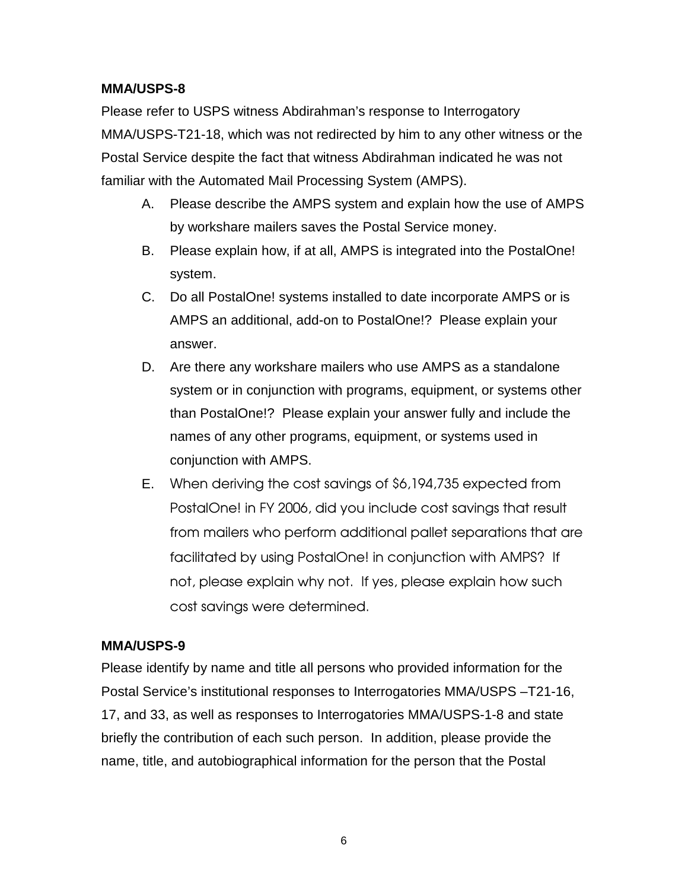**MMA/USPS-8**

Please refer to USPS witness Abdirahman's response to Interrogatory MMA/USPS-T21-18, which was not redirected by him to any other witness or the Postal Service despite the fact that witness Abdirahman indicated he was not familiar with the Automated Mail Processing System (AMPS).

A. Please describe the AMPS system and explain how the use of AMPS by workshare mailers saves the Postal Service money.

B. Please explain how, if at all, AMPS is integrated into the PostalOne! system.

C. Do all PostalOne! systems installed to date incorporate AMPS or is AMPS an additional, add-on to PostalOne!? Please explain your answer.

D. Are there any workshare mailers who use AMPS as a standalone system or in conjunction with programs, equipment, or systems other than PostalOne!? Please explain your answer fully and include the names of any other programs, equipment, or systems used in conjunction with AMPS.

E. When deriving the cost savings of $6,194,735 expected from PostalOne! in FY 2006, did you include cost savings that result from mailers who perform additional pallet separations that are facilitated by using PostalOne! in conjunction with AMPS? If not, please explain why not. If yes, please explain how such cost savings were determined.

**MMA/USPS-9**

Please identify by name and title all persons who provided information for the Postal Service's institutional responses to Interrogatories MMA/USPS –T21-16, 17, and 33, as well as responses to Interrogatories MMA/USPS-1-8 and state briefly the contribution of each such person. In addition, please provide the name, title, and autobiographical information for the person that the Postal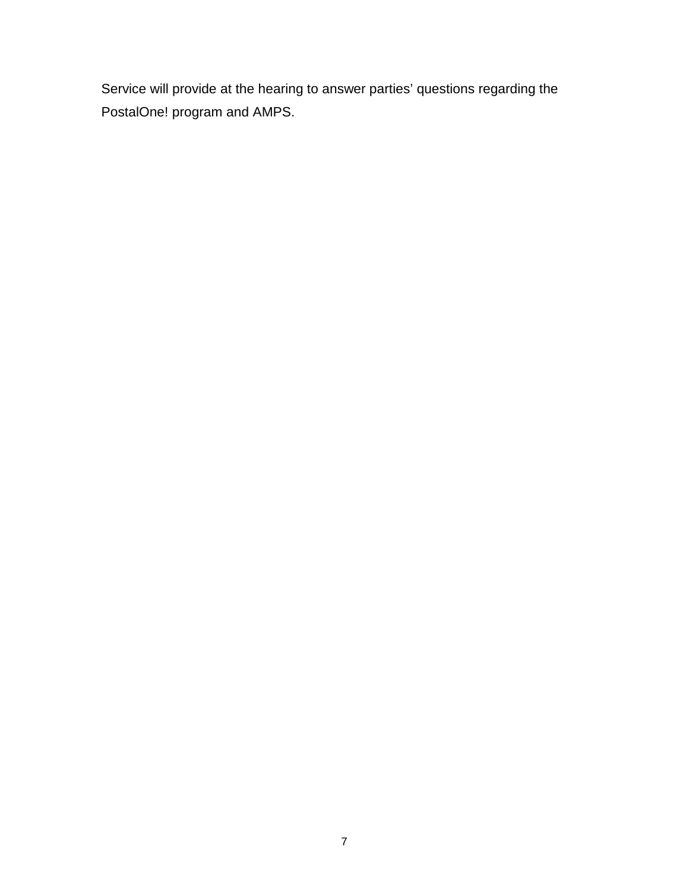Service will provide at the hearing to answer parties' questions regarding the PostalOne! program and AMPS.